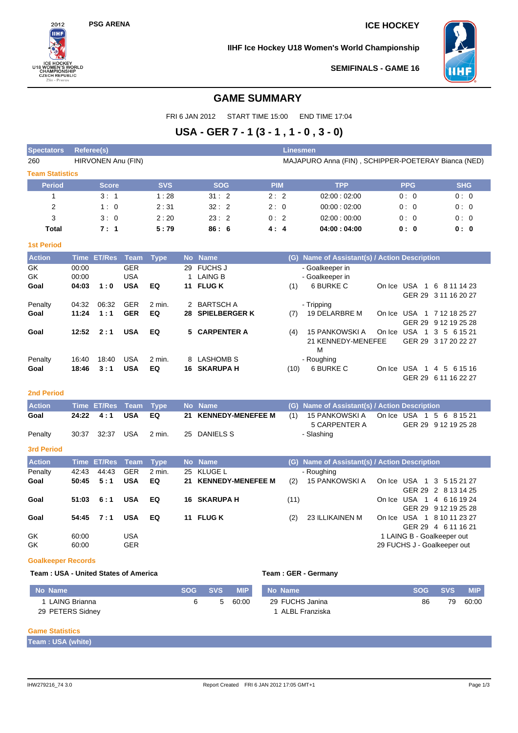PSG ARENA

ICE HOCKEY

IIHF Ice Hockey U18 Women's World Championship

SEMIFINALS - GAME 16

# GAME SUMMARY

FRI 6 JAN 2012 START TIME 15:00 END TIME 17:04

## USA - GER 7 - 1 (3 - 1 , 1 - 0 , 3 - 0)

| Spectators | Referee(s) | Linesmen |
|---|---|---|
| 260 | HIRVONEN Anu (FIN) | MAJAPURO Anna (FIN) , SCHIPPER-POETERAY Bianca (NED) |

### Team Statistics

| Period | Score | SVS | SOG | PIM | TPP | PPG | SHG |
|---|---|---|---|---|---|---|---|
| 1 | 3 : 1 | 1 : 28 | 31 : 2 | 2 : 2 | 02:00 : 02:00 | 0 : 0 | 0 : 0 |
| 2 | 1 : 0 | 2 : 31 | 32 : 2 | 2 : 0 | 00:00 : 02:00 | 0 : 0 | 0 : 0 |
| 3 | 3 : 0 | 2 : 20 | 23 : 2 | 0 : 2 | 02:00 : 00:00 | 0 : 0 | 0 : 0 |
| **Total** | **7 : 1** | **5 : 79** | **86 : 6** | **4 : 4** | **04:00 : 04:00** | **0 : 0** | **0 : 0** |

### 1st Period

| Action | Time | ET/Res | Team | Type | No | Name | (G) | Name of Assistant(s) / Action Description | | |
|---|---|---|---|---|---|---|---|---|---|---|
| GK | 00:00 | | GER | | 29 | FUCHS J | | - Goalkeeper in | | |
| GK | 00:00 | | USA | | 1 | LAING B | | - Goalkeeper in | | |
| **Goal** | **04:03** | **1 : 0** | **USA** | **EQ** | **11** | **FLUG K** | (1) | 6 BURKE C | On Ice | USA 1 6 8 11 14 23<br>GER 29 3 11 16 20 27 |
| Penalty | 04:32 | 06:32 | GER | 2 min. | 2 | BARTSCH A | | - Tripping | | |
| **Goal** | **11:24** | **1 : 1** | **GER** | **EQ** | **28** | **SPIELBERGER K** | (7) | 19 DELARBRE M | On Ice | USA 1 7 12 18 25 27<br>GER 29 9 12 19 25 28 |
| **Goal** | **12:52** | **2 : 1** | **USA** | **EQ** | **5** | **CARPENTER A** | (4) | 15 PANKOWSKI A<br>21 KENNEDY-MENEFEE M | On Ice | USA 1 3 5 6 15 21<br>GER 29 3 17 20 22 27 |
| Penalty | 16:40 | 18:40 | USA | 2 min. | 8 | LASHOMB S | | - Roughing | | |
| **Goal** | **18:46** | **3 : 1** | **USA** | **EQ** | **16** | **SKARUPA H** | (10) | 6 BURKE C | On Ice | USA 1 4 5 6 15 16<br>GER 29 6 11 16 22 27 |

### 2nd Period

| Action | Time | ET/Res | Team | Type | No | Name | (G) | Name of Assistant(s) / Action Description | | |
|---|---|---|---|---|---|---|---|---|---|---|
| **Goal** | **24:22** | **4 : 1** | **USA** | **EQ** | **21** | **KENNEDY-MENEFEE M** | (1) | 15 PANKOWSKI A<br>5 CARPENTER A | On Ice | USA 1 5 6 8 15 21<br>GER 29 9 12 19 25 28 |
| Penalty | 30:37 | 32:37 | USA | 2 min. | 25 | DANIELS S | | - Slashing | | |

### 3rd Period

| Action | Time | ET/Res | Team | Type | No | Name | (G) | Name of Assistant(s) / Action Description | | |
|---|---|---|---|---|---|---|---|---|---|---|
| Penalty | 42:43 | 44:43 | GER | 2 min. | 25 | KLUGE L | | - Roughing | | |
| **Goal** | **50:45** | **5 : 1** | **USA** | **EQ** | **21** | **KENNEDY-MENEFEE M** | (2) | 15 PANKOWSKI A | On Ice | USA 1 3 5 15 21 27<br>GER 29 2 8 13 14 25 |
| **Goal** | **51:03** | **6 : 1** | **USA** | **EQ** | **16** | **SKARUPA H** | (11) | | On Ice | USA 1 4 6 16 19 24<br>GER 29 9 12 19 25 28 |
| **Goal** | **54:45** | **7 : 1** | **USA** | **EQ** | **11** | **FLUG K** | (2) | 23 ILLIKAINEN M | On Ice | USA 1 8 10 11 23 27<br>GER 29 4 6 11 16 21 |
| GK | 60:00 | | USA | | | | | 1 LAING B - Goalkeeper out | | |
| GK | 60:00 | | GER | | | | | 29 FUCHS J - Goalkeeper out | | |

### Goalkeeper Records

**Team : USA - United States of America**

| No | Name | SOG | SVS | MIP |
|---|---|---|---|---|
| 1 | LAING Brianna | 6 | 5 | 60:00 |
| 29 | PETERS Sidney | | | |

**Team : GER - Germany**

| No | Name | SOG | SVS | MIP |
|---|---|---|---|---|
| 29 | FUCHS Janina | 86 | 79 | 60:00 |
| 1 | ALBL Franziska | | | |

### Game Statistics

**Team : USA (white)**

IHW279216_74 3.0 Report Created FRI 6 JAN 2012 17:05 GMT+1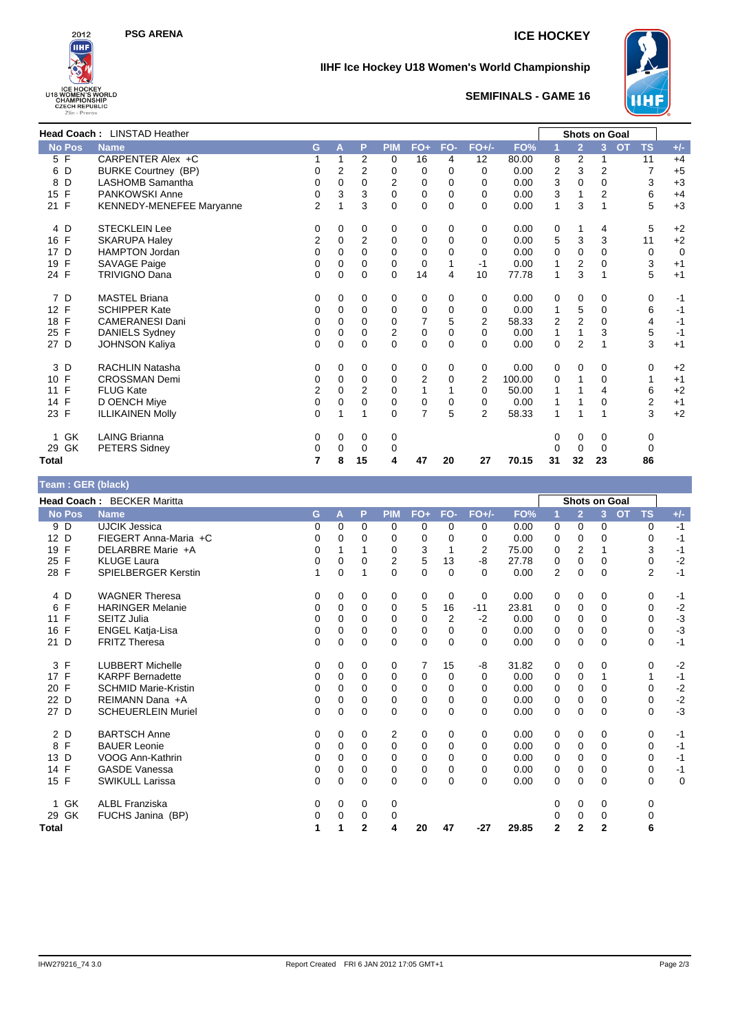# IIHF Ice Hockey U18 Women's World Championship

PSG ARENA — ICE HOCKEY

## SEMIFINALS - GAME 16

**Head Coach :** LINSTAD Heather

| No | Pos | Name | G | A | P | PIM | FO+ | FO- | FO+/- | FO% | Shots on Goal 1 | 2 | 3 | OT | TS | +/- |
|---|---|---|---|---|---|---|---|---|---|---|---|---|---|---|---|---|
| 5 | F | CARPENTER Alex +C | 1 | 1 | 2 | 0 | 16 | 4 | 12 | 80.00 | 8 | 2 | 1 | | 11 | +4 |
| 6 | D | BURKE Courtney (BP) | 0 | 2 | 2 | 0 | 0 | 0 | 0 | 0.00 | 2 | 3 | 2 | | 7 | +5 |
| 8 | D | LASHOMB Samantha | 0 | 0 | 0 | 2 | 0 | 0 | 0 | 0.00 | 3 | 0 | 0 | | 3 | +3 |
| 15 | F | PANKOWSKI Anne | 0 | 3 | 3 | 0 | 0 | 0 | 0 | 0.00 | 3 | 1 | 2 | | 6 | +4 |
| 21 | F | KENNEDY-MENEFEE Maryanne | 2 | 1 | 3 | 0 | 0 | 0 | 0 | 0.00 | 1 | 3 | 1 | | 5 | +3 |
| 4 | D | STECKLEIN Lee | 0 | 0 | 0 | 0 | 0 | 0 | 0 | 0.00 | 0 | 1 | 4 | | 5 | +2 |
| 16 | F | SKARUPA Haley | 2 | 0 | 2 | 0 | 0 | 0 | 0 | 0.00 | 5 | 3 | 3 | | 11 | +2 |
| 17 | D | HAMPTON Jordan | 0 | 0 | 0 | 0 | 0 | 0 | 0 | 0.00 | 0 | 0 | 0 | | 0 | 0 |
| 19 | F | SAVAGE Paige | 0 | 0 | 0 | 0 | 0 | 1 | -1 | 0.00 | 1 | 2 | 0 | | 3 | +1 |
| 24 | F | TRIVIGNO Dana | 0 | 0 | 0 | 0 | 14 | 4 | 10 | 77.78 | 1 | 3 | 1 | | 5 | +1 |
| 7 | D | MASTEL Briana | 0 | 0 | 0 | 0 | 0 | 0 | 0 | 0.00 | 0 | 0 | 0 | | 0 | -1 |
| 12 | F | SCHIPPER Kate | 0 | 0 | 0 | 0 | 0 | 0 | 0 | 0.00 | 1 | 5 | 0 | | 6 | -1 |
| 18 | F | CAMERANESI Dani | 0 | 0 | 0 | 0 | 7 | 5 | 2 | 58.33 | 2 | 2 | 0 | | 4 | -1 |
| 25 | F | DANIELS Sydney | 0 | 0 | 0 | 2 | 0 | 0 | 0 | 0.00 | 1 | 1 | 3 | | 5 | -1 |
| 27 | D | JOHNSON Kaliya | 0 | 0 | 0 | 0 | 0 | 0 | 0 | 0.00 | 0 | 2 | 1 | | 3 | +1 |
| 3 | D | RACHLIN Natasha | 0 | 0 | 0 | 0 | 0 | 0 | 0 | 0.00 | 0 | 0 | 0 | | 0 | +2 |
| 10 | F | CROSSMAN Demi | 0 | 0 | 0 | 0 | 2 | 0 | 2 | 100.00 | 0 | 1 | 0 | | 1 | +1 |
| 11 | F | FLUG Kate | 2 | 0 | 2 | 0 | 1 | 1 | 0 | 50.00 | 1 | 1 | 4 | | 6 | +2 |
| 14 | F | D OENCH Miye | 0 | 0 | 0 | 0 | 0 | 0 | 0 | 0.00 | 1 | 1 | 0 | | 2 | +1 |
| 23 | F | ILLIKAINEN Molly | 0 | 1 | 1 | 0 | 7 | 5 | 2 | 58.33 | 1 | 1 | 1 | | 3 | +2 |
| 1 | GK | LAING Brianna | 0 | 0 | 0 | 0 | | | | | 0 | 0 | 0 | | 0 | |
| 29 | GK | PETERS Sidney | 0 | 0 | 0 | 0 | | | | | 0 | 0 | 0 | | 0 | |
| **Total** | | | **7** | **8** | **15** | **4** | **47** | **20** | **27** | **70.15** | **31** | **32** | **23** | | **86** | |

**Team : GER (black)**

**Head Coach :** BECKER Maritta

| No | Pos | Name | G | A | P | PIM | FO+ | FO- | FO+/- | FO% | Shots on Goal 1 | 2 | 3 | OT | TS | +/- |
|---|---|---|---|---|---|---|---|---|---|---|---|---|---|---|---|---|
| 9 | D | UJCIK Jessica | 0 | 0 | 0 | 0 | 0 | 0 | 0 | 0.00 | 0 | 0 | 0 | | 0 | -1 |
| 12 | D | FIEGERT Anna-Maria +C | 0 | 0 | 0 | 0 | 0 | 0 | 0 | 0.00 | 0 | 0 | 0 | | 0 | -1 |
| 19 | F | DELARBRE Marie +A | 0 | 1 | 1 | 0 | 3 | 1 | 2 | 75.00 | 0 | 2 | 1 | | 3 | -1 |
| 25 | F | KLUGE Laura | 0 | 0 | 0 | 2 | 5 | 13 | -8 | 27.78 | 0 | 0 | 0 | | 0 | -2 |
| 28 | F | SPIELBERGER Kerstin | 1 | 0 | 1 | 0 | 0 | 0 | 0 | 0.00 | 2 | 0 | 0 | | 2 | -1 |
| 4 | D | WAGNER Theresa | 0 | 0 | 0 | 0 | 0 | 0 | 0 | 0.00 | 0 | 0 | 0 | | 0 | -1 |
| 6 | F | HARINGER Melanie | 0 | 0 | 0 | 0 | 5 | 16 | -11 | 23.81 | 0 | 0 | 0 | | 0 | -2 |
| 11 | F | SEITZ Julia | 0 | 0 | 0 | 0 | 0 | 2 | -2 | 0.00 | 0 | 0 | 0 | | 0 | -3 |
| 16 | F | ENGEL Katja-Lisa | 0 | 0 | 0 | 0 | 0 | 0 | 0 | 0.00 | 0 | 0 | 0 | | 0 | -3 |
| 21 | D | FRITZ Theresa | 0 | 0 | 0 | 0 | 0 | 0 | 0 | 0.00 | 0 | 0 | 0 | | 0 | -1 |
| 3 | F | LUBBERT Michelle | 0 | 0 | 0 | 0 | 7 | 15 | -8 | 31.82 | 0 | 0 | 0 | | 0 | -2 |
| 17 | F | KARPF Bernadette | 0 | 0 | 0 | 0 | 0 | 0 | 0 | 0.00 | 0 | 0 | 1 | | 1 | -1 |
| 20 | F | SCHMID Marie-Kristin | 0 | 0 | 0 | 0 | 0 | 0 | 0 | 0.00 | 0 | 0 | 0 | | 0 | -2 |
| 22 | D | REIMANN Dana +A | 0 | 0 | 0 | 0 | 0 | 0 | 0 | 0.00 | 0 | 0 | 0 | | 0 | -2 |
| 27 | D | SCHEUERLEIN Muriel | 0 | 0 | 0 | 0 | 0 | 0 | 0 | 0.00 | 0 | 0 | 0 | | 0 | -3 |
| 2 | D | BARTSCH Anne | 0 | 0 | 0 | 2 | 0 | 0 | 0 | 0.00 | 0 | 0 | 0 | | 0 | -1 |
| 8 | F | BAUER Leonie | 0 | 0 | 0 | 0 | 0 | 0 | 0 | 0.00 | 0 | 0 | 0 | | 0 | -1 |
| 13 | D | VOOG Ann-Kathrin | 0 | 0 | 0 | 0 | 0 | 0 | 0 | 0.00 | 0 | 0 | 0 | | 0 | -1 |
| 14 | F | GASDE Vanessa | 0 | 0 | 0 | 0 | 0 | 0 | 0 | 0.00 | 0 | 0 | 0 | | 0 | -1 |
| 15 | F | SWIKULL Larissa | 0 | 0 | 0 | 0 | 0 | 0 | 0 | 0.00 | 0 | 0 | 0 | | 0 | 0 |
| 1 | GK | ALBL Franziska | 0 | 0 | 0 | 0 | | | | | 0 | 0 | 0 | | 0 | |
| 29 | GK | FUCHS Janina (BP) | 0 | 0 | 0 | 0 | | | | | 0 | 0 | 0 | | 0 | |
| **Total** | | | **1** | **1** | **2** | **4** | **20** | **47** | **-27** | **29.85** | **2** | **2** | **2** | | **6** | |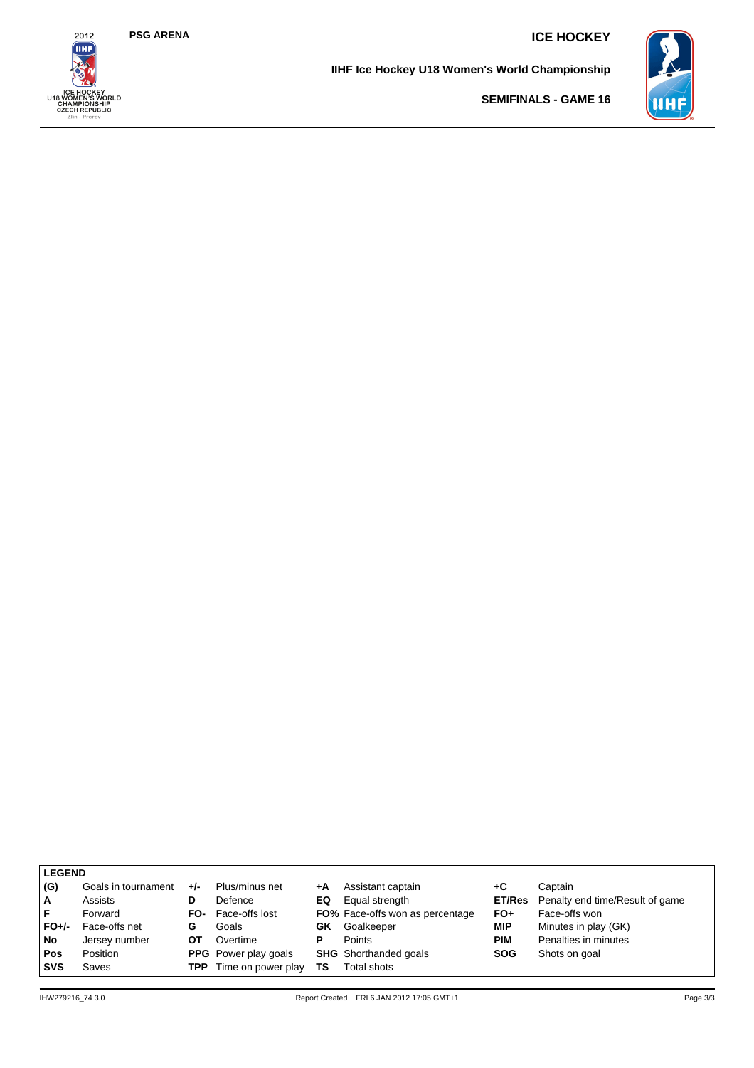## LEGEND

| | | | | | | | |
|---|---|---|---|---|---|---|---|
| **(G)** | Goals in tournament | **+/-** | Plus/minus net | **+A** | Assistant captain | **+C** | Captain |
| **A** | Assists | **D** | Defence | **EQ** | Equal strength | **ET/Res** | Penalty end time/Result of game |
| **F** | Forward | **FO-** | Face-offs lost | **FO%** | Face-offs won as percentage | **FO+** | Face-offs won |
| **FO+/-** | Face-offs net | **G** | Goals | **GK** | Goalkeeper | **MIP** | Minutes in play (GK) |
| **No** | Jersey number | **OT** | Overtime | **P** | Points | **PIM** | Penalties in minutes |
| **Pos** | Position | **PPG** | Power play goals | **SHG** | Shorthanded goals | **SOG** | Shots on goal |
| **SVS** | Saves | **TPP** | Time on power play | **TS** | Total shots | | |

IHW279216_74 3.0 Report Created FRI 6 JAN 2012 17:05 GMT+1